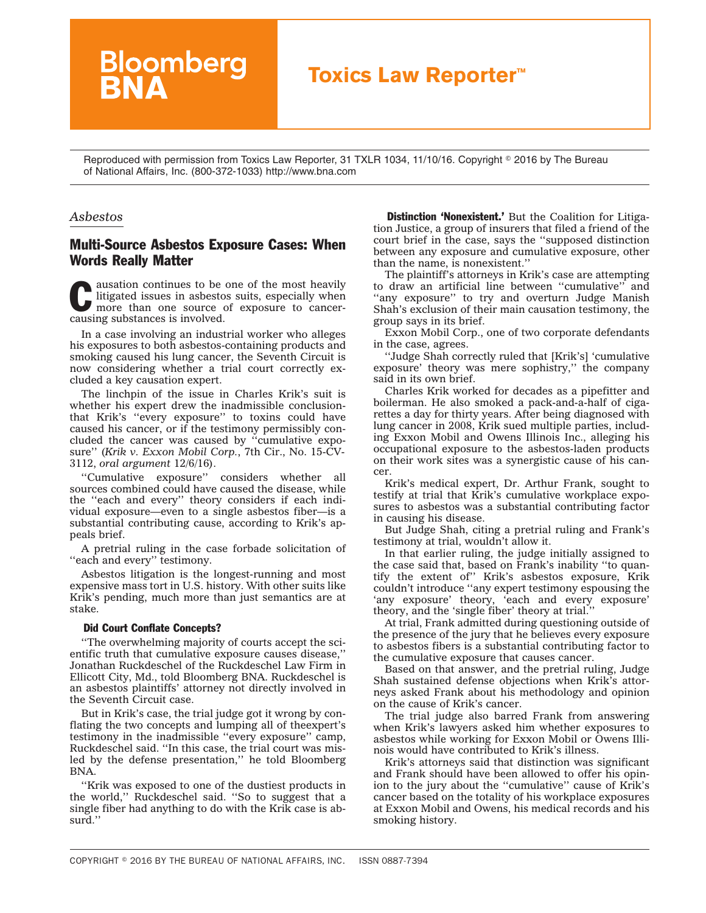Bloomberg BNA

# Toxics Law Reporter™

Reproduced with permission from Toxics Law Reporter, 31 TXLR 1034, 11/10/16. Copyright © 2016 by The Bureau of National Affairs, Inc. (800-372-1033) http://www.bna.com

*Asbestos*

## Multi-Source Asbestos Exposure Cases: When Words Really Matter

Causation continues to be one of the most heavily litigated issues in asbestos suits, especially when more than one source of exposure to cancer-causing substances is involved.

In a case involving an industrial worker who alleges his exposures to both asbestos-containing products and smoking caused his lung cancer, the Seventh Circuit is now considering whether a trial court correctly excluded a key causation expert.

The linchpin of the issue in Charles Krik's suit is whether his expert drew the inadmissible conclusionthat Krik's ''every exposure'' to toxins could have caused his cancer, or if the testimony permissibly concluded the cancer was caused by ''cumulative exposure'' (*Krik v. Exxon Mobil Corp.*, 7th Cir., No. 15-CV-3112, *oral argument* 12/6/16).

''Cumulative exposure'' considers whether all sources combined could have caused the disease, while the ''each and every'' theory considers if each individual exposure—even to a single asbestos fiber—is a substantial contributing cause, according to Krik's appeals brief.

A pretrial ruling in the case forbade solicitation of ''each and every'' testimony.

Asbestos litigation is the longest-running and most expensive mass tort in U.S. history. With other suits like Krik's pending, much more than just semantics are at stake.

### Did Court Conflate Concepts?

''The overwhelming majority of courts accept the scientific truth that cumulative exposure causes disease,'' Jonathan Ruckdeschel of the Ruckdeschel Law Firm in Ellicott City, Md., told Bloomberg BNA. Ruckdeschel is an asbestos plaintiffs' attorney not directly involved in the Seventh Circuit case.

But in Krik's case, the trial judge got it wrong by conflating the two concepts and lumping all of theexpert's testimony in the inadmissible ''every exposure'' camp, Ruckdeschel said. ''In this case, the trial court was misled by the defense presentation,'' he told Bloomberg BNA.

''Krik was exposed to one of the dustiest products in the world,'' Ruckdeschel said. ''So to suggest that a single fiber had anything to do with the Krik case is absurd.''

**Distinction 'Nonexistent.'** But the Coalition for Litigation Justice, a group of insurers that filed a friend of the court brief in the case, says the ''supposed distinction between any exposure and cumulative exposure, other than the name, is nonexistent.''

The plaintiff's attorneys in Krik's case are attempting to draw an artificial line between ''cumulative'' and ''any exposure'' to try and overturn Judge Manish Shah's exclusion of their main causation testimony, the group says in its brief.

Exxon Mobil Corp., one of two corporate defendants in the case, agrees.

''Judge Shah correctly ruled that [Krik's] 'cumulative exposure' theory was mere sophistry,'' the company said in its own brief.

Charles Krik worked for decades as a pipefitter and boilerman. He also smoked a pack-and-a-half of cigarettes a day for thirty years. After being diagnosed with lung cancer in 2008, Krik sued multiple parties, including Exxon Mobil and Owens Illinois Inc., alleging his occupational exposure to the asbestos-laden products on their work sites was a synergistic cause of his cancer.

Krik's medical expert, Dr. Arthur Frank, sought to testify at trial that Krik's cumulative workplace exposures to asbestos was a substantial contributing factor in causing his disease.

But Judge Shah, citing a pretrial ruling and Frank's testimony at trial, wouldn't allow it.

In that earlier ruling, the judge initially assigned to the case said that, based on Frank's inability ''to quantify the extent of'' Krik's asbestos exposure, Krik couldn't introduce ''any expert testimony espousing the 'any exposure' theory, 'each and every exposure' theory, and the 'single fiber' theory at trial.''

At trial, Frank admitted during questioning outside of the presence of the jury that he believes every exposure to asbestos fibers is a substantial contributing factor to the cumulative exposure that causes cancer.

Based on that answer, and the pretrial ruling, Judge Shah sustained defense objections when Krik's attorneys asked Frank about his methodology and opinion on the cause of Krik's cancer.

The trial judge also barred Frank from answering when Krik's lawyers asked him whether exposures to asbestos while working for Exxon Mobil or Owens Illinois would have contributed to Krik's illness.

Krik's attorneys said that distinction was significant and Frank should have been allowed to offer his opinion to the jury about the ''cumulative'' cause of Krik's cancer based on the totality of his workplace exposures at Exxon Mobil and Owens, his medical records and his smoking history.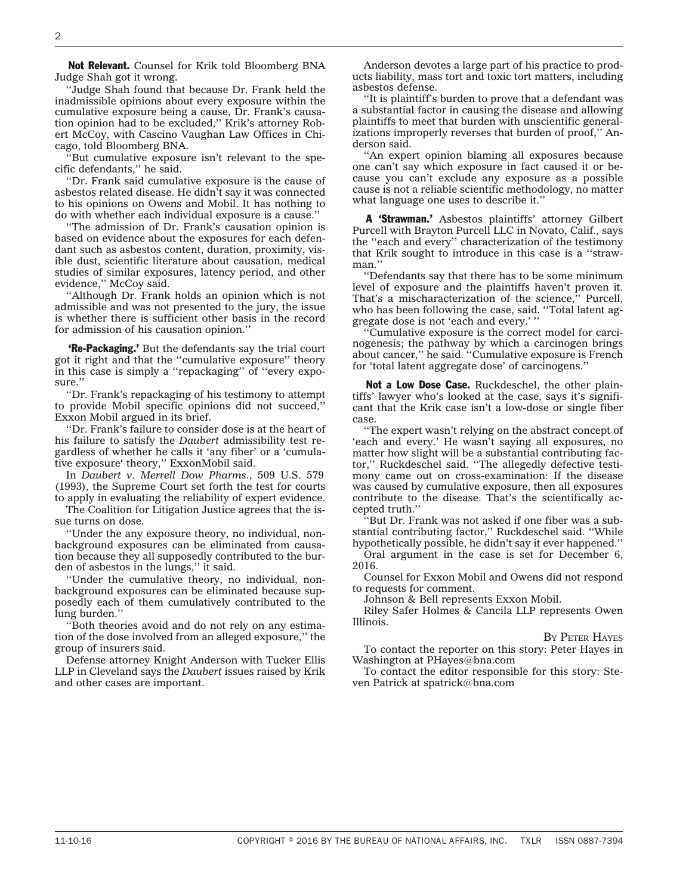**Not Relevant.** Counsel for Krik told Bloomberg BNA Judge Shah got it wrong.

''Judge Shah found that because Dr. Frank held the inadmissible opinions about every exposure within the cumulative exposure being a cause, Dr. Frank's causation opinion had to be excluded,'' Krik's attorney Robert McCoy, with Cascino Vaughan Law Offices in Chicago, told Bloomberg BNA.

''But cumulative exposure isn't relevant to the specific defendants,'' he said.

''Dr. Frank said cumulative exposure is the cause of asbestos related disease. He didn't say it was connected to his opinions on Owens and Mobil. It has nothing to do with whether each individual exposure is a cause.''

''The admission of Dr. Frank's causation opinion is based on evidence about the exposures for each defendant such as asbestos content, duration, proximity, visible dust, scientific literature about causation, medical studies of similar exposures, latency period, and other evidence,'' McCoy said.

''Although Dr. Frank holds an opinion which is not admissible and was not presented to the jury, the issue is whether there is sufficient other basis in the record for admission of his causation opinion.''

**'Re-Packaging.'** But the defendants say the trial court got it right and that the ''cumulative exposure'' theory in this case is simply a ''repackaging'' of ''every exposure.''

''Dr. Frank's repackaging of his testimony to attempt to provide Mobil specific opinions did not succeed,'' Exxon Mobil argued in its brief.

''Dr. Frank's failure to consider dose is at the heart of his failure to satisfy the *Daubert* admissibility test regardless of whether he calls it 'any fiber' or a 'cumulative exposure' theory,'' ExxonMobil said.

In *Daubert v. Merrell Dow Pharms.*, 509 U.S. 579 (1993), the Supreme Court set forth the test for courts to apply in evaluating the reliability of expert evidence.

The Coalition for Litigation Justice agrees that the issue turns on dose.

''Under the any exposure theory, no individual, non-background exposures can be eliminated from causation because they all supposedly contributed to the burden of asbestos in the lungs,'' it said.

''Under the cumulative theory, no individual, non-background exposures can be eliminated because supposedly each of them cumulatively contributed to the lung burden.''

''Both theories avoid and do not rely on any estimation of the dose involved from an alleged exposure,'' the group of insurers said.

Defense attorney Knight Anderson with Tucker Ellis LLP in Cleveland says the *Daubert* issues raised by Krik and other cases are important.

Anderson devotes a large part of his practice to products liability, mass tort and toxic tort matters, including asbestos defense.

''It is plaintiff's burden to prove that a defendant was a substantial factor in causing the disease and allowing plaintiffs to meet that burden with unscientific generalizations improperly reverses that burden of proof,'' Anderson said.

''An expert opinion blaming all exposures because one can't say which exposure in fact caused it or because you can't exclude any exposure as a possible cause is not a reliable scientific methodology, no matter what language one uses to describe it.''

**A 'Strawman.'** Asbestos plaintiffs' attorney Gilbert Purcell with Brayton Purcell LLC in Novato, Calif., says the ''each and every'' characterization of the testimony that Krik sought to introduce in this case is a ''strawman.''

''Defendants say that there has to be some minimum level of exposure and the plaintiffs haven't proven it. That's a mischaracterization of the science,'' Purcell, who has been following the case, said. ''Total latent aggregate dose is not 'each and every.' ''

''Cumulative exposure is the correct model for carcinogenesis; the pathway by which a carcinogen brings about cancer,'' he said. ''Cumulative exposure is French for 'total latent aggregate dose' of carcinogens.''

**Not a Low Dose Case.** Ruckdeschel, the other plaintiffs' lawyer who's looked at the case, says it's significant that the Krik case isn't a low-dose or single fiber case.

''The expert wasn't relying on the abstract concept of 'each and every.' He wasn't saying all exposures, no matter how slight will be a substantial contributing factor,'' Ruckdeschel said. ''The allegedly defective testimony came out on cross-examination: If the disease was caused by cumulative exposure, then all exposures contribute to the disease. That's the scientifically accepted truth.''

''But Dr. Frank was not asked if one fiber was a substantial contributing factor,'' Ruckdeschel said. ''While hypothetically possible, he didn't say it ever happened.''

Oral argument in the case is set for December 6, 2016.

Counsel for Exxon Mobil and Owens did not respond to requests for comment.

Johnson & Bell represents Exxon Mobil.

Riley Safer Holmes & Cancila LLP represents Owen Illinois.

By Peter Hayes

To contact the reporter on this story: Peter Hayes in Washington at PHayes@bna.com

To contact the editor responsible for this story: Steven Patrick at spatrick@bna.com